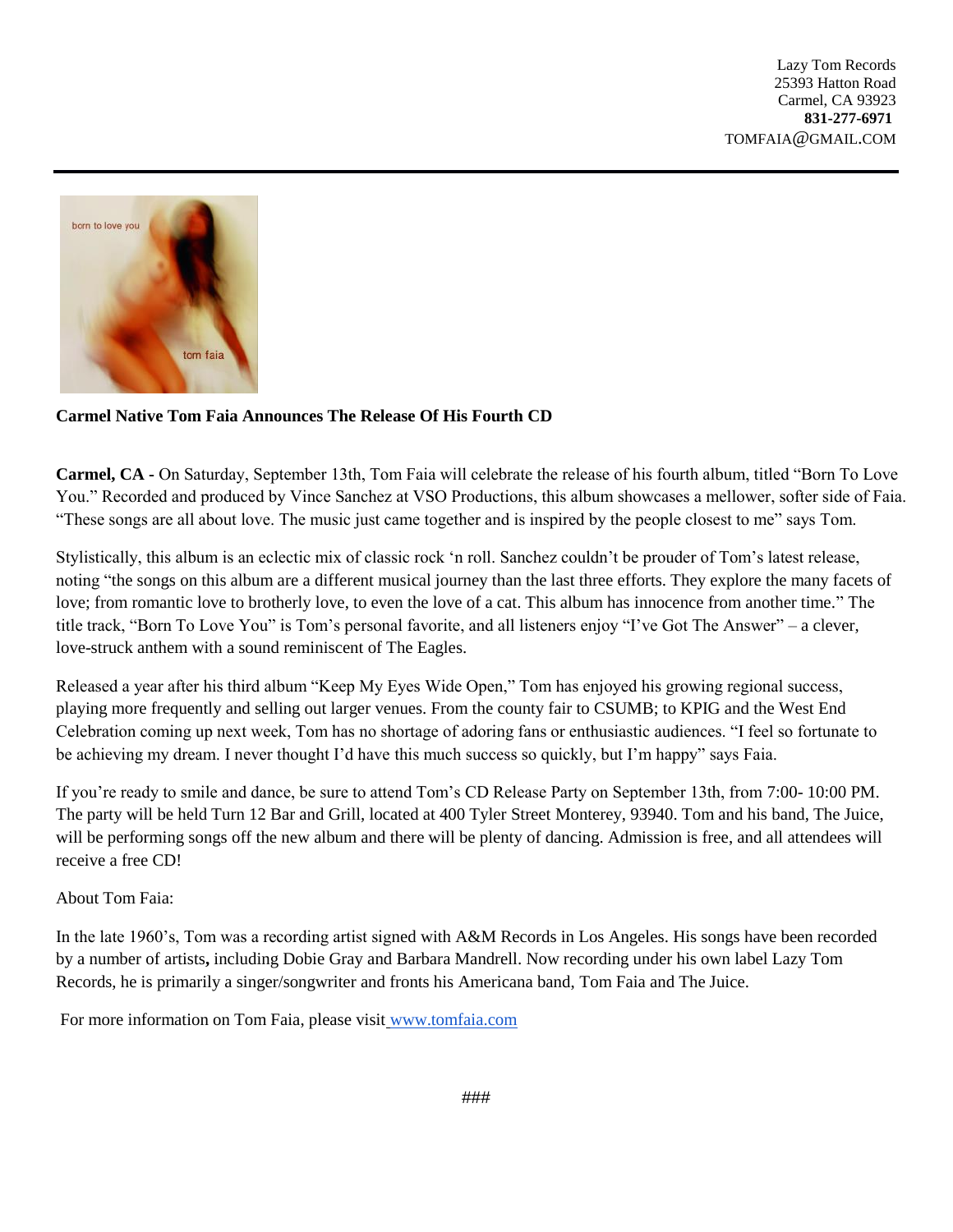Lazy Tom Records
25393 Hatton Road
Carmel, CA 93923
**831-277-6971**
TOMFAIA@GMAIL.COM

**Carmel Native Tom Faia Announces The Release Of His Fourth CD**

**Carmel, CA -** On Saturday, September 13th, Tom Faia will celebrate the release of his fourth album, titled "Born To Love You." Recorded and produced by Vince Sanchez at VSO Productions, this album showcases a mellower, softer side of Faia. "These songs are all about love. The music just came together and is inspired by the people closest to me" says Tom.

Stylistically, this album is an eclectic mix of classic rock 'n roll. Sanchez couldn't be prouder of Tom's latest release, noting "the songs on this album are a different musical journey than the last three efforts. They explore the many facets of love; from romantic love to brotherly love, to even the love of a cat. This album has innocence from another time." The title track, "Born To Love You" is Tom's personal favorite, and all listeners enjoy "I've Got The Answer" – a clever, love-struck anthem with a sound reminiscent of The Eagles.

Released a year after his third album "Keep My Eyes Wide Open," Tom has enjoyed his growing regional success, playing more frequently and selling out larger venues. From the county fair to CSUMB; to KPIG and the West End Celebration coming up next week, Tom has no shortage of adoring fans or enthusiastic audiences. "I feel so fortunate to be achieving my dream. I never thought I'd have this much success so quickly, but I'm happy" says Faia.

If you're ready to smile and dance, be sure to attend Tom's CD Release Party on September 13th, from 7:00- 10:00 PM. The party will be held Turn 12 Bar and Grill, located at 400 Tyler Street Monterey, 93940. Tom and his band, The Juice, will be performing songs off the new album and there will be plenty of dancing. Admission is free, and all attendees will receive a free CD!

About Tom Faia:

In the late 1960's, Tom was a recording artist signed with A&M Records in Los Angeles. His songs have been recorded by a number of artists**,** including Dobie Gray and Barbara Mandrell. Now recording under his own label Lazy Tom Records, he is primarily a singer/songwriter and fronts his Americana band, Tom Faia and The Juice.

For more information on Tom Faia, please visit [www.tomfaia.com](http://www.tomfaia.com)

###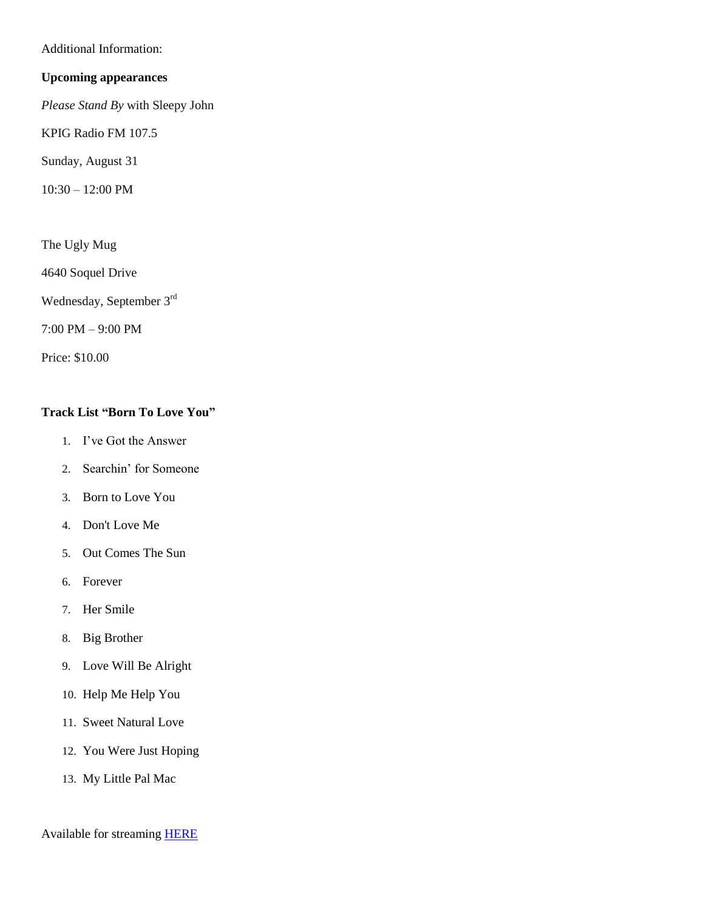Additional Information:

**Upcoming appearances**

*Please Stand By* with Sleepy John

KPIG Radio FM 107.5

Sunday, August 31

10:30 – 12:00 PM

The Ugly Mug

4640 Soquel Drive

Wednesday, September 3rd

7:00 PM – 9:00 PM

Price: $10.00

**Track List "Born To Love You"**

1. I've Got the Answer
2. Searchin' for Someone
3. Born to Love You
4. Don't Love Me
5. Out Comes The Sun
6. Forever
7. Her Smile
8. Big Brother
9. Love Will Be Alright
10. Help Me Help You
11. Sweet Natural Love
12. You Were Just Hoping
13. My Little Pal Mac

Available for streaming HERE